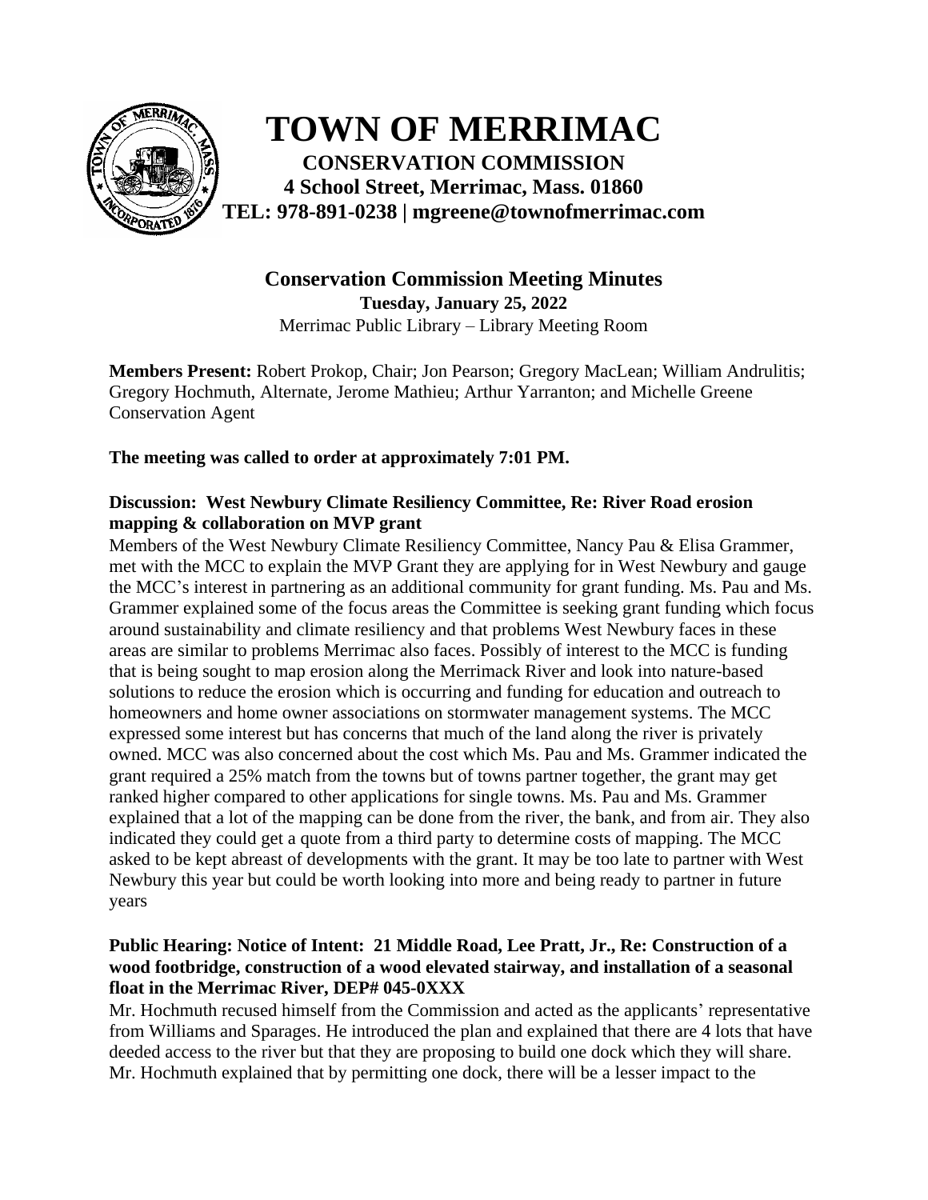# TOWN OF MERRIMAC

**CONSERVATION COMMISSION**
**4 School Street, Merrimac, Mass. 01860**
**TEL: 978-891-0238 | mgreene@townofmerrimac.com**

## Conservation Commission Meeting Minutes

**Tuesday, January 25, 2022**
Merrimac Public Library – Library Meeting Room

**Members Present:** Robert Prokop, Chair; Jon Pearson; Gregory MacLean; William Andrulitis; Gregory Hochmuth, Alternate, Jerome Mathieu; Arthur Yarranton; and Michelle Greene Conservation Agent

**The meeting was called to order at approximately 7:01 PM.**

**Discussion: West Newbury Climate Resiliency Committee, Re: River Road erosion mapping & collaboration on MVP grant**

Members of the West Newbury Climate Resiliency Committee, Nancy Pau & Elisa Grammer, met with the MCC to explain the MVP Grant they are applying for in West Newbury and gauge the MCC's interest in partnering as an additional community for grant funding. Ms. Pau and Ms. Grammer explained some of the focus areas the Committee is seeking grant funding which focus around sustainability and climate resiliency and that problems West Newbury faces in these areas are similar to problems Merrimac also faces. Possibly of interest to the MCC is funding that is being sought to map erosion along the Merrimack River and look into nature-based solutions to reduce the erosion which is occurring and funding for education and outreach to homeowners and home owner associations on stormwater management systems. The MCC expressed some interest but has concerns that much of the land along the river is privately owned. MCC was also concerned about the cost which Ms. Pau and Ms. Grammer indicated the grant required a 25% match from the towns but of towns partner together, the grant may get ranked higher compared to other applications for single towns. Ms. Pau and Ms. Grammer explained that a lot of the mapping can be done from the river, the bank, and from air. They also indicated they could get a quote from a third party to determine costs of mapping. The MCC asked to be kept abreast of developments with the grant. It may be too late to partner with West Newbury this year but could be worth looking into more and being ready to partner in future years

**Public Hearing: Notice of Intent: 21 Middle Road, Lee Pratt, Jr., Re: Construction of a wood footbridge, construction of a wood elevated stairway, and installation of a seasonal float in the Merrimac River, DEP# 045-0XXX**

Mr. Hochmuth recused himself from the Commission and acted as the applicants' representative from Williams and Sparages. He introduced the plan and explained that there are 4 lots that have deeded access to the river but that they are proposing to build one dock which they will share. Mr. Hochmuth explained that by permitting one dock, there will be a lesser impact to the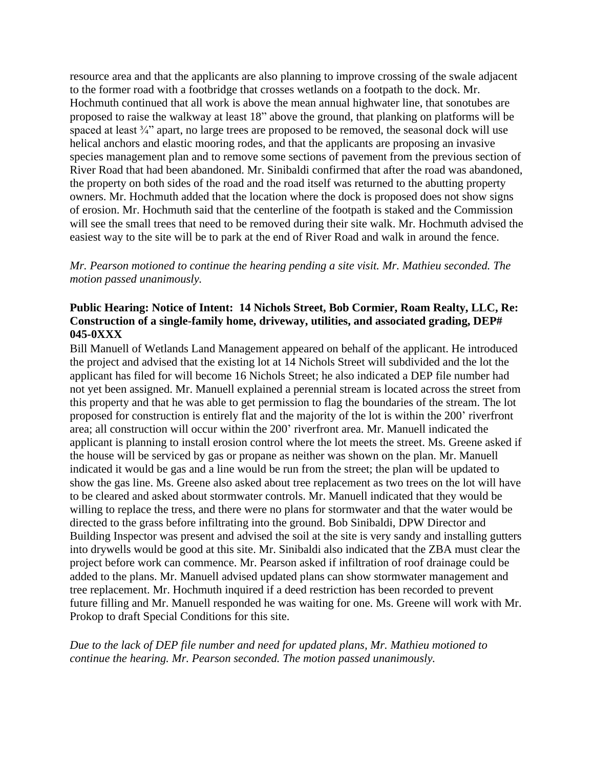resource area and that the applicants are also planning to improve crossing of the swale adjacent to the former road with a footbridge that crosses wetlands on a footpath to the dock. Mr. Hochmuth continued that all work is above the mean annual highwater line, that sonotubes are proposed to raise the walkway at least 18" above the ground, that planking on platforms will be spaced at least ¾" apart, no large trees are proposed to be removed, the seasonal dock will use helical anchors and elastic mooring rodes, and that the applicants are proposing an invasive species management plan and to remove some sections of pavement from the previous section of River Road that had been abandoned. Mr. Sinibaldi confirmed that after the road was abandoned, the property on both sides of the road and the road itself was returned to the abutting property owners. Mr. Hochmuth added that the location where the dock is proposed does not show signs of erosion. Mr. Hochmuth said that the centerline of the footpath is staked and the Commission will see the small trees that need to be removed during their site walk. Mr. Hochmuth advised the easiest way to the site will be to park at the end of River Road and walk in around the fence.

*Mr. Pearson motioned to continue the hearing pending a site visit. Mr. Mathieu seconded. The motion passed unanimously.*

**Public Hearing: Notice of Intent: 14 Nichols Street, Bob Cormier, Roam Realty, LLC, Re: Construction of a single-family home, driveway, utilities, and associated grading, DEP# 045-0XXX**

Bill Manuell of Wetlands Land Management appeared on behalf of the applicant. He introduced the project and advised that the existing lot at 14 Nichols Street will subdivided and the lot the applicant has filed for will become 16 Nichols Street; he also indicated a DEP file number had not yet been assigned. Mr. Manuell explained a perennial stream is located across the street from this property and that he was able to get permission to flag the boundaries of the stream. The lot proposed for construction is entirely flat and the majority of the lot is within the 200' riverfront area; all construction will occur within the 200' riverfront area. Mr. Manuell indicated the applicant is planning to install erosion control where the lot meets the street. Ms. Greene asked if the house will be serviced by gas or propane as neither was shown on the plan. Mr. Manuell indicated it would be gas and a line would be run from the street; the plan will be updated to show the gas line. Ms. Greene also asked about tree replacement as two trees on the lot will have to be cleared and asked about stormwater controls. Mr. Manuell indicated that they would be willing to replace the tress, and there were no plans for stormwater and that the water would be directed to the grass before infiltrating into the ground. Bob Sinibaldi, DPW Director and Building Inspector was present and advised the soil at the site is very sandy and installing gutters into drywells would be good at this site. Mr. Sinibaldi also indicated that the ZBA must clear the project before work can commence. Mr. Pearson asked if infiltration of roof drainage could be added to the plans. Mr. Manuell advised updated plans can show stormwater management and tree replacement. Mr. Hochmuth inquired if a deed restriction has been recorded to prevent future filling and Mr. Manuell responded he was waiting for one. Ms. Greene will work with Mr. Prokop to draft Special Conditions for this site.

*Due to the lack of DEP file number and need for updated plans, Mr. Mathieu motioned to continue the hearing. Mr. Pearson seconded. The motion passed unanimously.*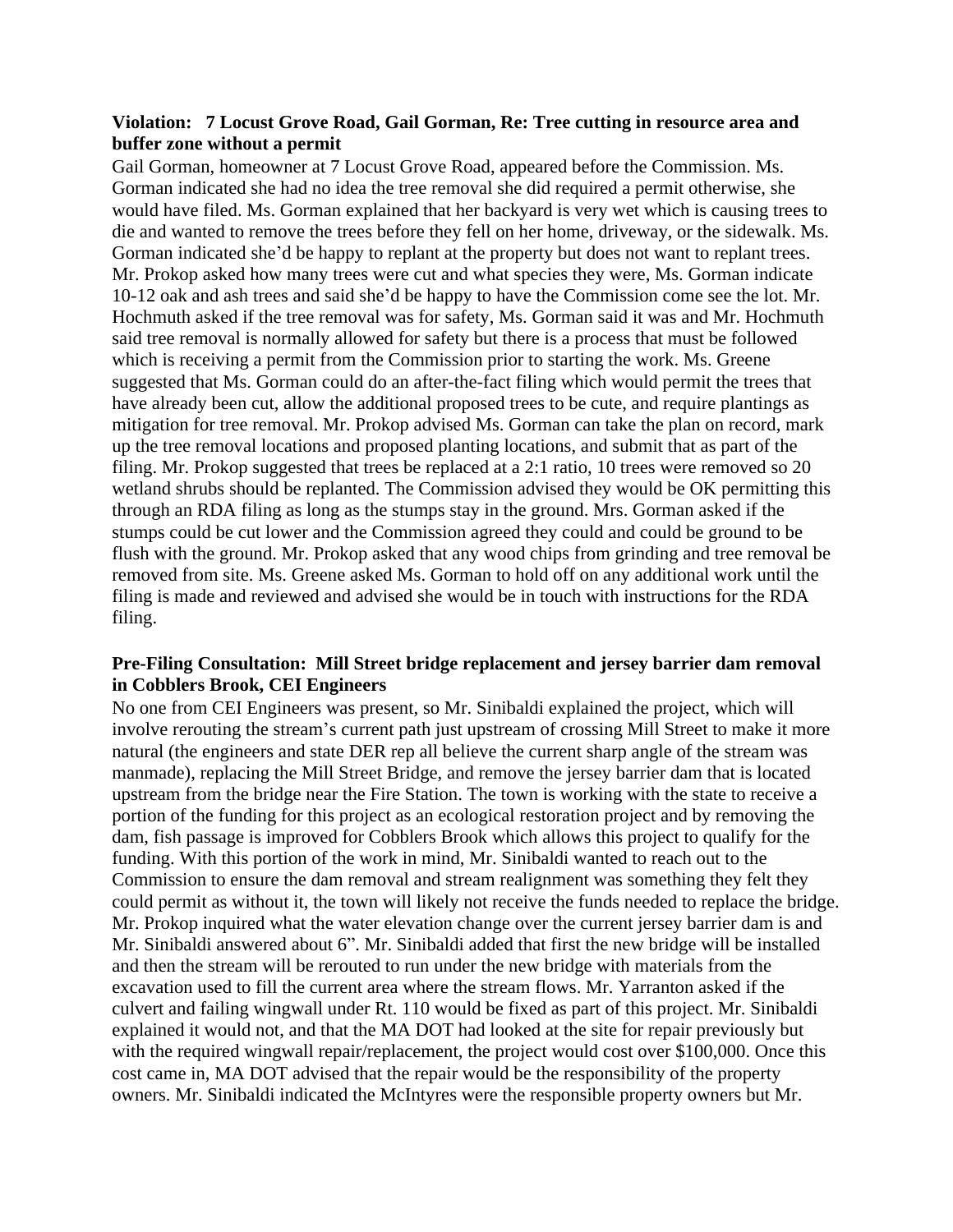**Violation: 7 Locust Grove Road, Gail Gorman, Re: Tree cutting in resource area and buffer zone without a permit**

Gail Gorman, homeowner at 7 Locust Grove Road, appeared before the Commission. Ms. Gorman indicated she had no idea the tree removal she did required a permit otherwise, she would have filed. Ms. Gorman explained that her backyard is very wet which is causing trees to die and wanted to remove the trees before they fell on her home, driveway, or the sidewalk. Ms. Gorman indicated she'd be happy to replant at the property but does not want to replant trees. Mr. Prokop asked how many trees were cut and what species they were, Ms. Gorman indicate 10-12 oak and ash trees and said she'd be happy to have the Commission come see the lot. Mr. Hochmuth asked if the tree removal was for safety, Ms. Gorman said it was and Mr. Hochmuth said tree removal is normally allowed for safety but there is a process that must be followed which is receiving a permit from the Commission prior to starting the work. Ms. Greene suggested that Ms. Gorman could do an after-the-fact filing which would permit the trees that have already been cut, allow the additional proposed trees to be cute, and require plantings as mitigation for tree removal. Mr. Prokop advised Ms. Gorman can take the plan on record, mark up the tree removal locations and proposed planting locations, and submit that as part of the filing. Mr. Prokop suggested that trees be replaced at a 2:1 ratio, 10 trees were removed so 20 wetland shrubs should be replanted. The Commission advised they would be OK permitting this through an RDA filing as long as the stumps stay in the ground. Mrs. Gorman asked if the stumps could be cut lower and the Commission agreed they could and could be ground to be flush with the ground. Mr. Prokop asked that any wood chips from grinding and tree removal be removed from site. Ms. Greene asked Ms. Gorman to hold off on any additional work until the filing is made and reviewed and advised she would be in touch with instructions for the RDA filing.

**Pre-Filing Consultation: Mill Street bridge replacement and jersey barrier dam removal in Cobblers Brook, CEI Engineers**

No one from CEI Engineers was present, so Mr. Sinibaldi explained the project, which will involve rerouting the stream's current path just upstream of crossing Mill Street to make it more natural (the engineers and state DER rep all believe the current sharp angle of the stream was manmade), replacing the Mill Street Bridge, and remove the jersey barrier dam that is located upstream from the bridge near the Fire Station. The town is working with the state to receive a portion of the funding for this project as an ecological restoration project and by removing the dam, fish passage is improved for Cobblers Brook which allows this project to qualify for the funding. With this portion of the work in mind, Mr. Sinibaldi wanted to reach out to the Commission to ensure the dam removal and stream realignment was something they felt they could permit as without it, the town will likely not receive the funds needed to replace the bridge. Mr. Prokop inquired what the water elevation change over the current jersey barrier dam is and Mr. Sinibaldi answered about 6". Mr. Sinibaldi added that first the new bridge will be installed and then the stream will be rerouted to run under the new bridge with materials from the excavation used to fill the current area where the stream flows. Mr. Yarranton asked if the culvert and failing wingwall under Rt. 110 would be fixed as part of this project. Mr. Sinibaldi explained it would not, and that the MA DOT had looked at the site for repair previously but with the required wingwall repair/replacement, the project would cost over $100,000. Once this cost came in, MA DOT advised that the repair would be the responsibility of the property owners. Mr. Sinibaldi indicated the McIntyres were the responsible property owners but Mr.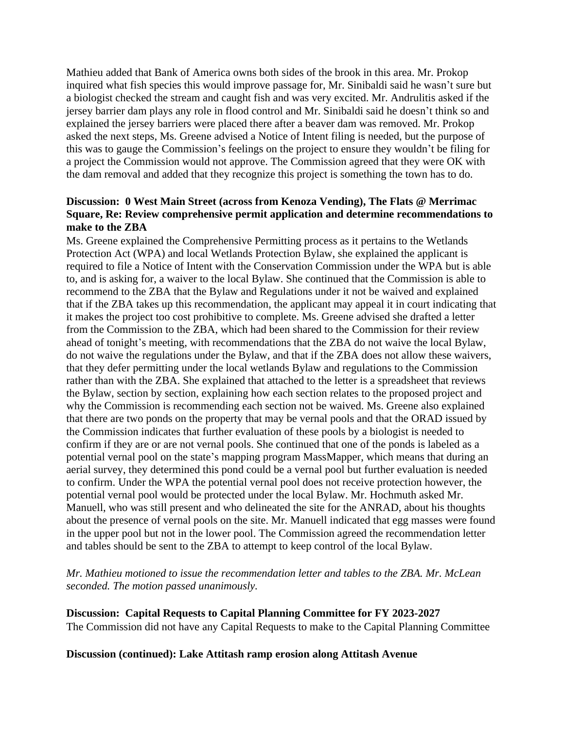Mathieu added that Bank of America owns both sides of the brook in this area. Mr. Prokop inquired what fish species this would improve passage for, Mr. Sinibaldi said he wasn't sure but a biologist checked the stream and caught fish and was very excited. Mr. Andrulitis asked if the jersey barrier dam plays any role in flood control and Mr. Sinibaldi said he doesn't think so and explained the jersey barriers were placed there after a beaver dam was removed. Mr. Prokop asked the next steps, Ms. Greene advised a Notice of Intent filing is needed, but the purpose of this was to gauge the Commission's feelings on the project to ensure they wouldn't be filing for a project the Commission would not approve. The Commission agreed that they were OK with the dam removal and added that they recognize this project is something the town has to do.

**Discussion: 0 West Main Street (across from Kenoza Vending), The Flats @ Merrimac Square, Re: Review comprehensive permit application and determine recommendations to make to the ZBA**

Ms. Greene explained the Comprehensive Permitting process as it pertains to the Wetlands Protection Act (WPA) and local Wetlands Protection Bylaw, she explained the applicant is required to file a Notice of Intent with the Conservation Commission under the WPA but is able to, and is asking for, a waiver to the local Bylaw. She continued that the Commission is able to recommend to the ZBA that the Bylaw and Regulations under it not be waived and explained that if the ZBA takes up this recommendation, the applicant may appeal it in court indicating that it makes the project too cost prohibitive to complete. Ms. Greene advised she drafted a letter from the Commission to the ZBA, which had been shared to the Commission for their review ahead of tonight's meeting, with recommendations that the ZBA do not waive the local Bylaw, do not waive the regulations under the Bylaw, and that if the ZBA does not allow these waivers, that they defer permitting under the local wetlands Bylaw and regulations to the Commission rather than with the ZBA. She explained that attached to the letter is a spreadsheet that reviews the Bylaw, section by section, explaining how each section relates to the proposed project and why the Commission is recommending each section not be waived. Ms. Greene also explained that there are two ponds on the property that may be vernal pools and that the ORAD issued by the Commission indicates that further evaluation of these pools by a biologist is needed to confirm if they are or are not vernal pools. She continued that one of the ponds is labeled as a potential vernal pool on the state's mapping program MassMapper, which means that during an aerial survey, they determined this pond could be a vernal pool but further evaluation is needed to confirm. Under the WPA the potential vernal pool does not receive protection however, the potential vernal pool would be protected under the local Bylaw. Mr. Hochmuth asked Mr. Manuell, who was still present and who delineated the site for the ANRAD, about his thoughts about the presence of vernal pools on the site. Mr. Manuell indicated that egg masses were found in the upper pool but not in the lower pool. The Commission agreed the recommendation letter and tables should be sent to the ZBA to attempt to keep control of the local Bylaw.

*Mr. Mathieu motioned to issue the recommendation letter and tables to the ZBA. Mr. McLean seconded. The motion passed unanimously.*

**Discussion: Capital Requests to Capital Planning Committee for FY 2023-2027**

The Commission did not have any Capital Requests to make to the Capital Planning Committee

**Discussion (continued): Lake Attitash ramp erosion along Attitash Avenue**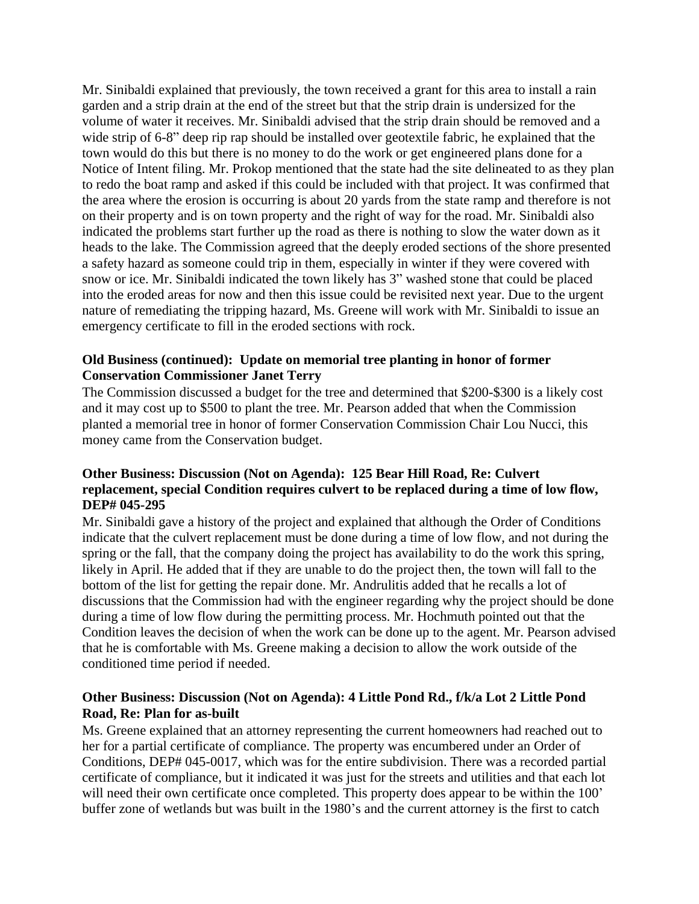Mr. Sinibaldi explained that previously, the town received a grant for this area to install a rain garden and a strip drain at the end of the street but that the strip drain is undersized for the volume of water it receives. Mr. Sinibaldi advised that the strip drain should be removed and a wide strip of 6-8" deep rip rap should be installed over geotextile fabric, he explained that the town would do this but there is no money to do the work or get engineered plans done for a Notice of Intent filing. Mr. Prokop mentioned that the state had the site delineated to as they plan to redo the boat ramp and asked if this could be included with that project. It was confirmed that the area where the erosion is occurring is about 20 yards from the state ramp and therefore is not on their property and is on town property and the right of way for the road. Mr. Sinibaldi also indicated the problems start further up the road as there is nothing to slow the water down as it heads to the lake. The Commission agreed that the deeply eroded sections of the shore presented a safety hazard as someone could trip in them, especially in winter if they were covered with snow or ice. Mr. Sinibaldi indicated the town likely has 3" washed stone that could be placed into the eroded areas for now and then this issue could be revisited next year. Due to the urgent nature of remediating the tripping hazard, Ms. Greene will work with Mr. Sinibaldi to issue an emergency certificate to fill in the eroded sections with rock.

**Old Business (continued): Update on memorial tree planting in honor of former Conservation Commissioner Janet Terry**

The Commission discussed a budget for the tree and determined that $200-$300 is a likely cost and it may cost up to $500 to plant the tree. Mr. Pearson added that when the Commission planted a memorial tree in honor of former Conservation Commission Chair Lou Nucci, this money came from the Conservation budget.

**Other Business: Discussion (Not on Agenda): 125 Bear Hill Road, Re: Culvert replacement, special Condition requires culvert to be replaced during a time of low flow, DEP# 045-295**

Mr. Sinibaldi gave a history of the project and explained that although the Order of Conditions indicate that the culvert replacement must be done during a time of low flow, and not during the spring or the fall, that the company doing the project has availability to do the work this spring, likely in April. He added that if they are unable to do the project then, the town will fall to the bottom of the list for getting the repair done. Mr. Andrulitis added that he recalls a lot of discussions that the Commission had with the engineer regarding why the project should be done during a time of low flow during the permitting process. Mr. Hochmuth pointed out that the Condition leaves the decision of when the work can be done up to the agent. Mr. Pearson advised that he is comfortable with Ms. Greene making a decision to allow the work outside of the conditioned time period if needed.

**Other Business: Discussion (Not on Agenda): 4 Little Pond Rd., f/k/a Lot 2 Little Pond Road, Re: Plan for as-built**

Ms. Greene explained that an attorney representing the current homeowners had reached out to her for a partial certificate of compliance. The property was encumbered under an Order of Conditions, DEP# 045-0017, which was for the entire subdivision. There was a recorded partial certificate of compliance, but it indicated it was just for the streets and utilities and that each lot will need their own certificate once completed. This property does appear to be within the 100' buffer zone of wetlands but was built in the 1980's and the current attorney is the first to catch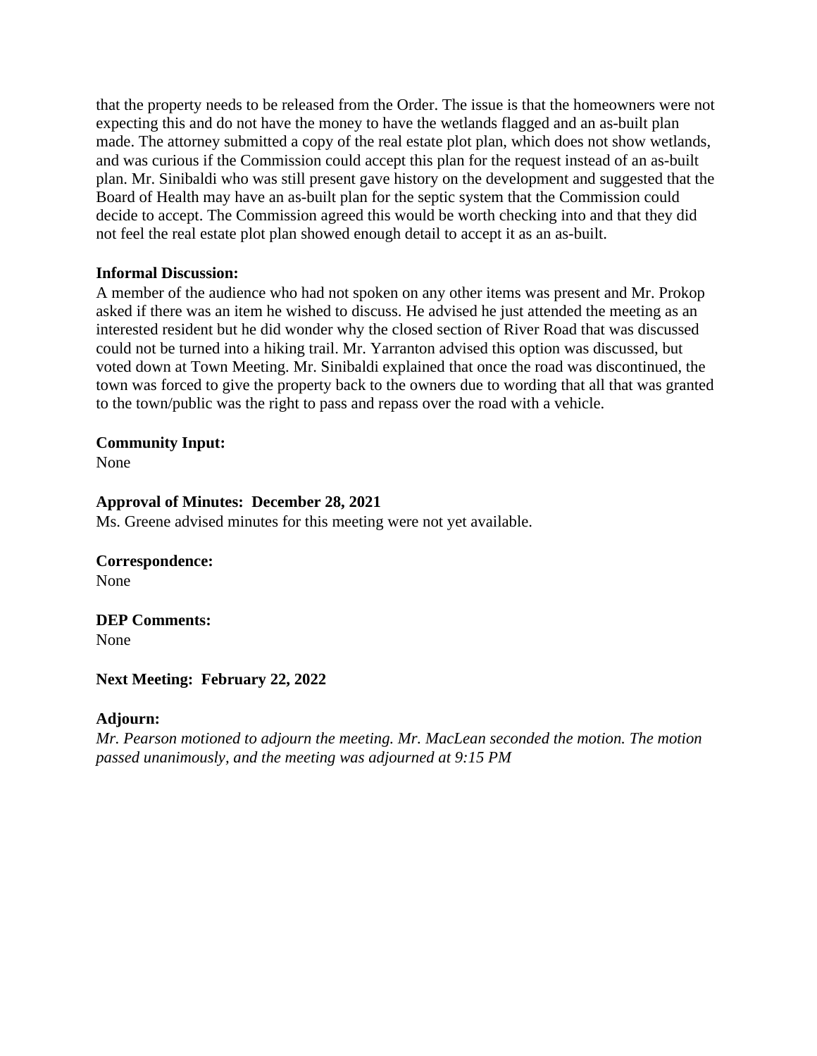that the property needs to be released from the Order. The issue is that the homeowners were not expecting this and do not have the money to have the wetlands flagged and an as-built plan made. The attorney submitted a copy of the real estate plot plan, which does not show wetlands, and was curious if the Commission could accept this plan for the request instead of an as-built plan. Mr. Sinibaldi who was still present gave history on the development and suggested that the Board of Health may have an as-built plan for the septic system that the Commission could decide to accept. The Commission agreed this would be worth checking into and that they did not feel the real estate plot plan showed enough detail to accept it as an as-built.

**Informal Discussion:**
A member of the audience who had not spoken on any other items was present and Mr. Prokop asked if there was an item he wished to discuss. He advised he just attended the meeting as an interested resident but he did wonder why the closed section of River Road that was discussed could not be turned into a hiking trail. Mr. Yarranton advised this option was discussed, but voted down at Town Meeting. Mr. Sinibaldi explained that once the road was discontinued, the town was forced to give the property back to the owners due to wording that all that was granted to the town/public was the right to pass and repass over the road with a vehicle.

**Community Input:**
None

**Approval of Minutes: December 28, 2021**
Ms. Greene advised minutes for this meeting were not yet available.

**Correspondence:**
None

**DEP Comments:**
None

**Next Meeting: February 22, 2022**

**Adjourn:**
*Mr. Pearson motioned to adjourn the meeting. Mr. MacLean seconded the motion. The motion passed unanimously, and the meeting was adjourned at 9:15 PM*